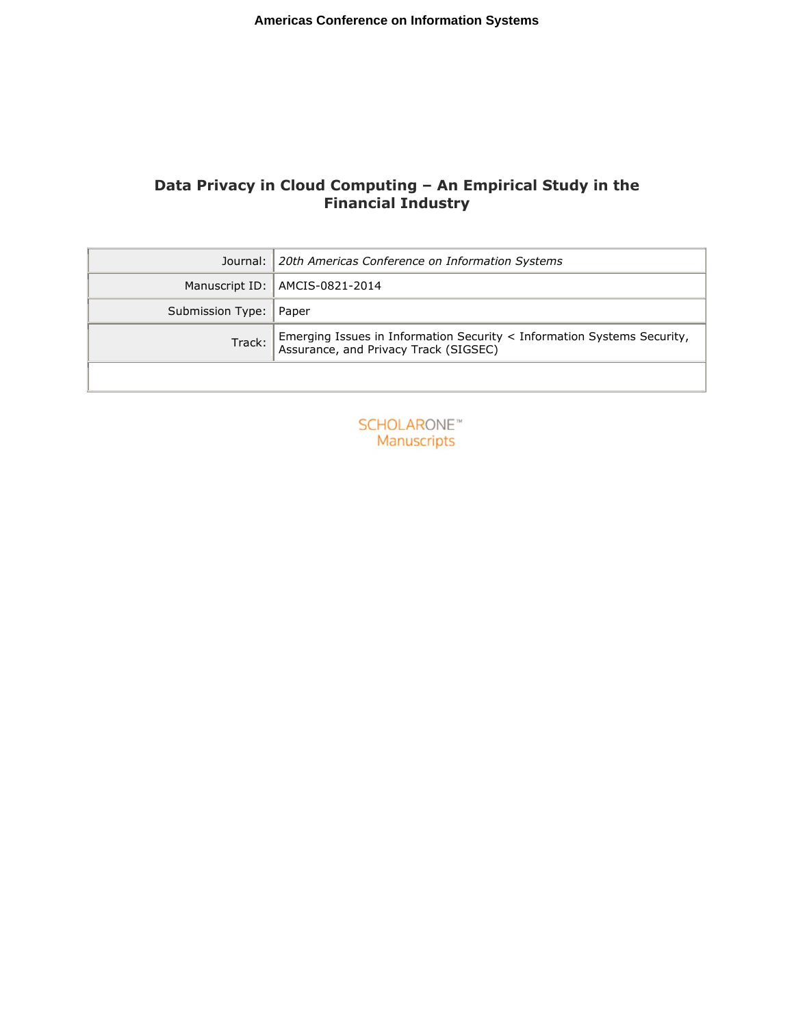# Data Privacy in Cloud Computing – An Empirical Study in the Financial Industry

| Journal: | *20th Americas Conference on Information Systems* |
|---|---|
| Manuscript ID: | AMCIS-0821-2014 |
| Submission Type: | Paper |
| Track: | Emerging Issues in Information Security < Information Systems Security, Assurance, and Privacy Track (SIGSEC) |
| | |

SCHOLARONE™ Manuscripts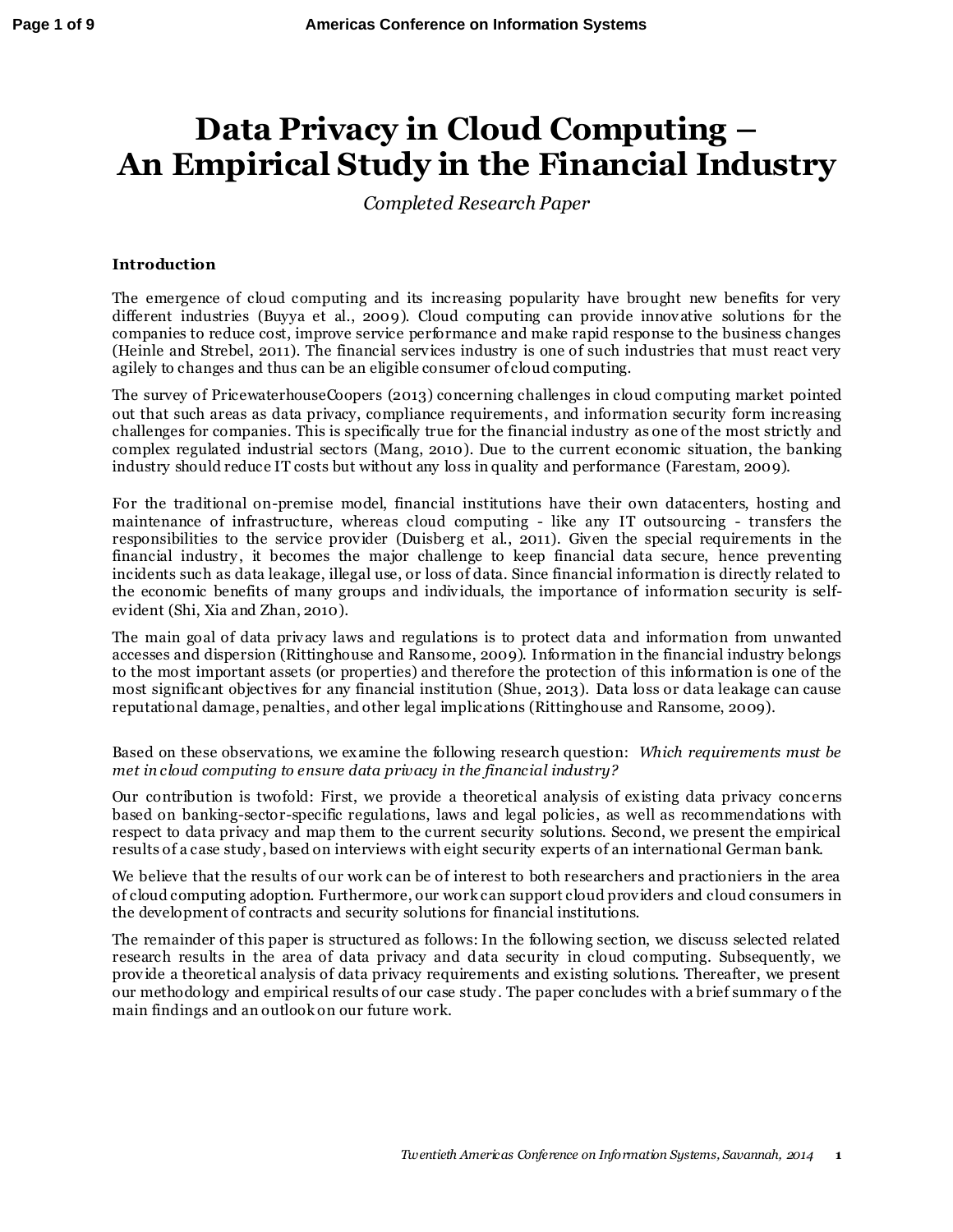# Data Privacy in Cloud Computing – An Empirical Study in the Financial Industry

*Completed Research Paper*

### Introduction

The emergence of cloud computing and its increasing popularity have brought new benefits for very different industries (Buyya et al., 2009). Cloud computing can provide innovative solutions for the companies to reduce cost, improve service performance and make rapid response to the business changes (Heinle and Strebel, 2011). The financial services industry is one of such industries that must react very agilely to changes and thus can be an eligible consumer of cloud computing.

The survey of PricewaterhouseCoopers (2013) concerning challenges in cloud computing market pointed out that such areas as data privacy, compliance requirements, and information security form increasing challenges for companies. This is specifically true for the financial industry as one of the most strictly and complex regulated industrial sectors (Mang, 2010). Due to the current economic situation, the banking industry should reduce IT costs but without any loss in quality and performance (Farestam, 2009).

For the traditional on-premise model, financial institutions have their own datacenters, hosting and maintenance of infrastructure, whereas cloud computing - like any IT outsourcing - transfers the responsibilities to the service provider (Duisberg et al., 2011). Given the special requirements in the financial industry, it becomes the major challenge to keep financial data secure, hence preventing incidents such as data leakage, illegal use, or loss of data. Since financial information is directly related to the economic benefits of many groups and individuals, the importance of information security is self-evident (Shi, Xia and Zhan, 2010).

The main goal of data privacy laws and regulations is to protect data and information from unwanted accesses and dispersion (Rittinghouse and Ransome, 2009). Information in the financial industry belongs to the most important assets (or properties) and therefore the protection of this information is one of the most significant objectives for any financial institution (Shue, 2013). Data loss or data leakage can cause reputational damage, penalties, and other legal implications (Rittinghouse and Ransome, 2009).

Based on these observations, we examine the following research question: *Which requirements must be met in cloud computing to ensure data privacy in the financial industry?*

Our contribution is twofold: First, we provide a theoretical analysis of existing data privacy concerns based on banking-sector-specific regulations, laws and legal policies, as well as recommendations with respect to data privacy and map them to the current security solutions. Second, we present the empirical results of a case study, based on interviews with eight security experts of an international German bank.

We believe that the results of our work can be of interest to both researchers and practioniers in the area of cloud computing adoption. Furthermore, our work can support cloud providers and cloud consumers in the development of contracts and security solutions for financial institutions.

The remainder of this paper is structured as follows: In the following section, we discuss selected related research results in the area of data privacy and data security in cloud computing. Subsequently, we provide a theoretical analysis of data privacy requirements and existing solutions. Thereafter, we present our methodology and empirical results of our case study. The paper concludes with a brief summary of the main findings and an outlook on our future work.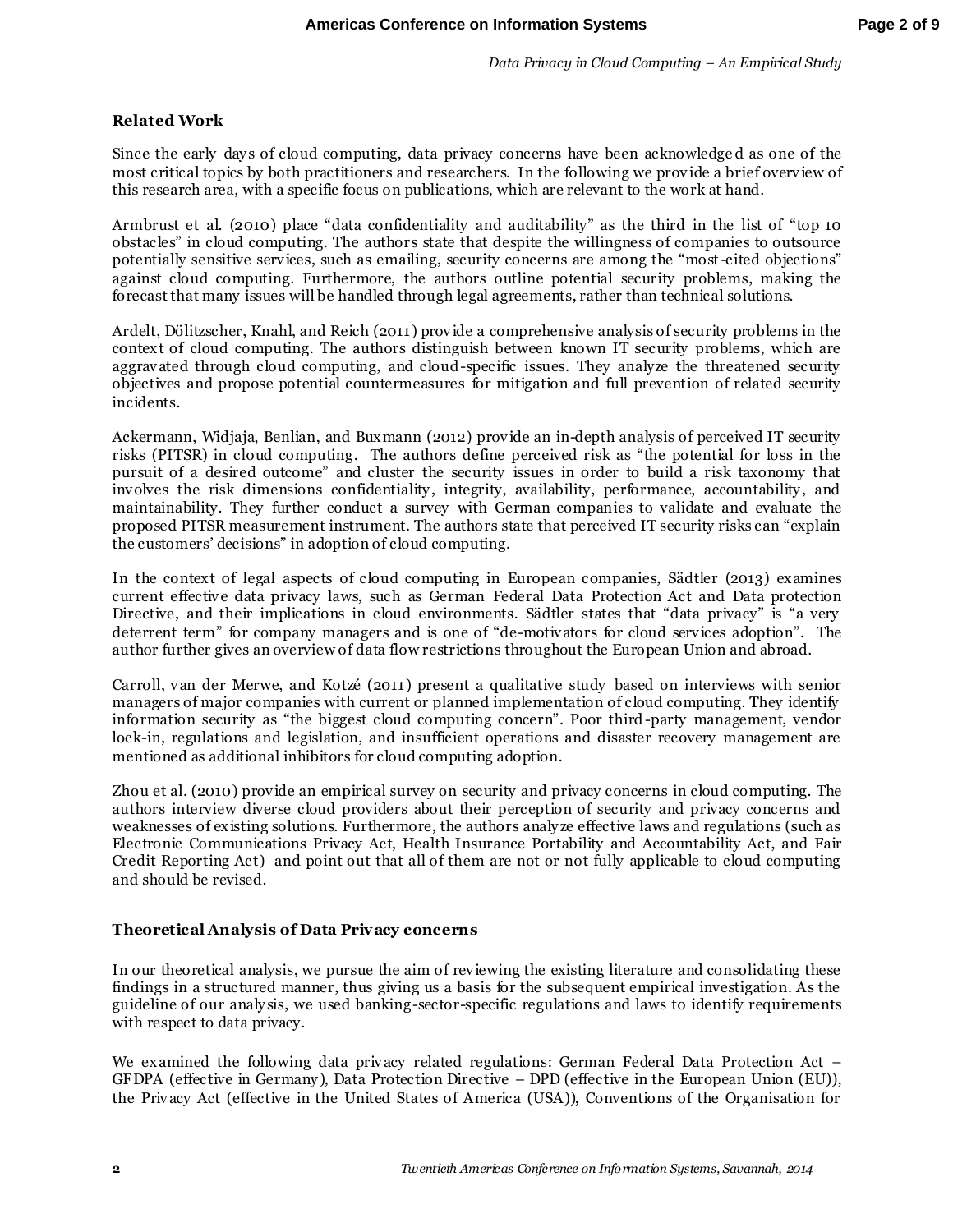## Related Work

Since the early days of cloud computing, data privacy concerns have been acknowledged as one of the most critical topics by both practitioners and researchers. In the following we provide a brief overview of this research area, with a specific focus on publications, which are relevant to the work at hand.

Armbrust et al. (2010) place "data confidentiality and auditability" as the third in the list of "top 10 obstacles" in cloud computing. The authors state that despite the willingness of companies to outsource potentially sensitive services, such as emailing, security concerns are among the "most-cited objections" against cloud computing. Furthermore, the authors outline potential security problems, making the forecast that many issues will be handled through legal agreements, rather than technical solutions.

Ardelt, Dölitzscher, Knahl, and Reich (2011) provide a comprehensive analysis of security problems in the context of cloud computing. The authors distinguish between known IT security problems, which are aggravated through cloud computing, and cloud-specific issues. They analyze the threatened security objectives and propose potential countermeasures for mitigation and full prevention of related security incidents.

Ackermann, Widjaja, Benlian, and Buxmann (2012) provide an in-depth analysis of perceived IT security risks (PITSR) in cloud computing. The authors define perceived risk as "the potential for loss in the pursuit of a desired outcome" and cluster the security issues in order to build a risk taxonomy that involves the risk dimensions confidentiality, integrity, availability, performance, accountability, and maintainability. They further conduct a survey with German companies to validate and evaluate the proposed PITSR measurement instrument. The authors state that perceived IT security risks can "explain the customers' decisions" in adoption of cloud computing.

In the context of legal aspects of cloud computing in European companies, Sädtler (2013) examines current effective data privacy laws, such as German Federal Data Protection Act and Data protection Directive, and their implications in cloud environments. Sädtler states that "data privacy" is "a very deterrent term" for company managers and is one of "de-motivators for cloud services adoption". The author further gives an overview of data flow restrictions throughout the European Union and abroad.

Carroll, van der Merwe, and Kotzé (2011) present a qualitative study based on interviews with senior managers of major companies with current or planned implementation of cloud computing. They identify information security as "the biggest cloud computing concern". Poor third-party management, vendor lock-in, regulations and legislation, and insufficient operations and disaster recovery management are mentioned as additional inhibitors for cloud computing adoption.

Zhou et al. (2010) provide an empirical survey on security and privacy concerns in cloud computing. The authors interview diverse cloud providers about their perception of security and privacy concerns and weaknesses of existing solutions. Furthermore, the authors analyze effective laws and regulations (such as Electronic Communications Privacy Act, Health Insurance Portability and Accountability Act, and Fair Credit Reporting Act) and point out that all of them are not or not fully applicable to cloud computing and should be revised.

## Theoretical Analysis of Data Privacy concerns

In our theoretical analysis, we pursue the aim of reviewing the existing literature and consolidating these findings in a structured manner, thus giving us a basis for the subsequent empirical investigation. As the guideline of our analysis, we used banking-sector-specific regulations and laws to identify requirements with respect to data privacy.

We examined the following data privacy related regulations: German Federal Data Protection Act – GFDPA (effective in Germany), Data Protection Directive – DPD (effective in the European Union (EU)), the Privacy Act (effective in the United States of America (USA)), Conventions of the Organisation for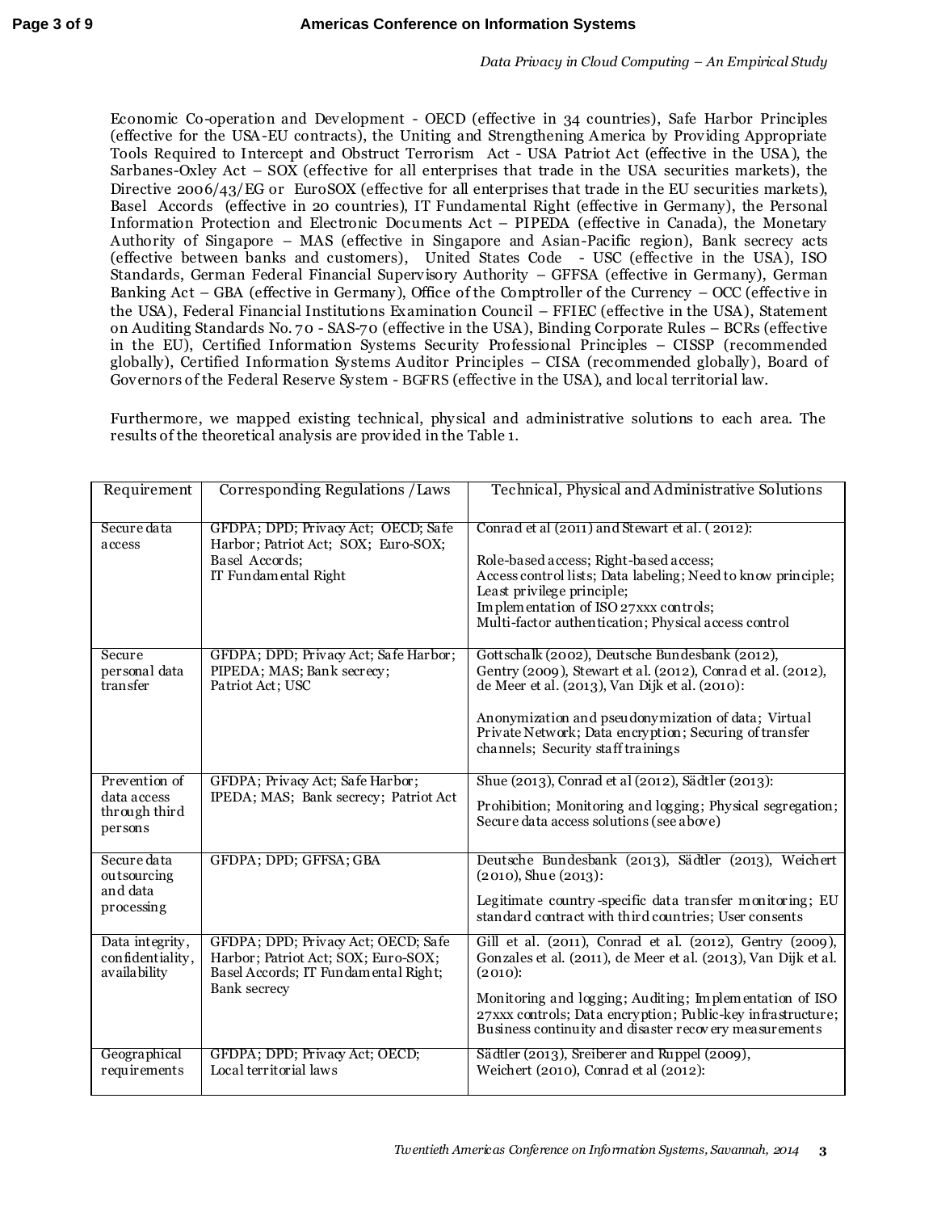Economic Co-operation and Development - OECD (effective in 34 countries), Safe Harbor Principles (effective for the USA-EU contracts), the Uniting and Strengthening America by Providing Appropriate Tools Required to Intercept and Obstruct Terrorism Act - USA Patriot Act (effective in the USA), the Sarbanes-Oxley Act – SOX (effective for all enterprises that trade in the USA securities markets), the Directive 2006/43/EG or EuroSOX (effective for all enterprises that trade in the EU securities markets), Basel Accords (effective in 20 countries), IT Fundamental Right (effective in Germany), the Personal Information Protection and Electronic Documents Act – PIPEDA (effective in Canada), the Monetary Authority of Singapore – MAS (effective in Singapore and Asian-Pacific region), Bank secrecy acts (effective between banks and customers), United States Code - USC (effective in the USA), ISO Standards, German Federal Financial Supervisory Authority – GFFSA (effective in Germany), German Banking Act – GBA (effective in Germany), Office of the Comptroller of the Currency – OCC (effective in the USA), Federal Financial Institutions Examination Council – FFIEC (effective in the USA), Statement on Auditing Standards No. 70 - SAS-70 (effective in the USA), Binding Corporate Rules – BCRs (effective in the EU), Certified Information Systems Security Professional Principles – CISSP (recommended globally), Certified Information Systems Auditor Principles – CISA (recommended globally), Board of Governors of the Federal Reserve System - BGFRS (effective in the USA), and local territorial law.

Furthermore, we mapped existing technical, physical and administrative solutions to each area. The results of the theoretical analysis are provided in the Table 1.

| Requirement | Corresponding Regulations / Laws | Technical, Physical and Administrative Solutions |
|---|---|---|
| Secure data access | GFDPA; DPD; Privacy Act; OECD; Safe Harbor; Patriot Act; SOX; Euro-SOX; Basel Accords; IT Fundamental Right | Conrad et al (2011) and Stewart et al. (2012): Role-based access; Right-based access; Access control lists; Data labeling; Need to know principle; Least privilege principle; Implementation of ISO 27xxx controls; Multi-factor authentication; Physical access control |
| Secure personal data transfer | GFDPA; DPD; Privacy Act; Safe Harbor; PIPEDA; MAS; Bank secrecy; Patriot Act; USC | Gottschalk (2002), Deutsche Bundesbank (2012), Gentry (2009), Stewart et al. (2012), Conrad et al. (2012), de Meer et al. (2013), Van Dijk et al. (2010): Anonymization and pseudonymization of data; Virtual Private Network; Data encryption; Securing of transfer channels; Security staff trainings |
| Prevention of data access through third persons | GFDPA; Privacy Act; Safe Harbor; IPEDA; MAS; Bank secrecy; Patriot Act | Shue (2013), Conrad et al (2012), Sädtler (2013): Prohibition; Monitoring and logging; Physical segregation; Secure data access solutions (see above) |
| Secure data outsourcing and data processing | GFDPA; DPD; GFFSA; GBA | Deutsche Bundesbank (2013), Sädtler (2013), Weichert (2010), Shue (2013): Legitimate country-specific data transfer monitoring; EU standard contract with third countries; User consents |
| Data integrity, confidentiality, availability | GFDPA; DPD; Privacy Act; OECD; Safe Harbor; Patriot Act; SOX; Euro-SOX; Basel Accords; IT Fundamental Right; Bank secrecy | Gill et al. (2011), Conrad et al. (2012), Gentry (2009), Gonzales et al. (2011), de Meer et al. (2013), Van Dijk et al. (2010): Monitoring and logging; Auditing; Implementation of ISO 27xxx controls; Data encryption; Public-key infrastructure; Business continuity and disaster recovery measurements |
| Geographical requirements | GFDPA; DPD; Privacy Act; OECD; Local territorial laws | Sädtler (2013), Sreiberer and Ruppel (2009), Weichert (2010), Conrad et al (2012): |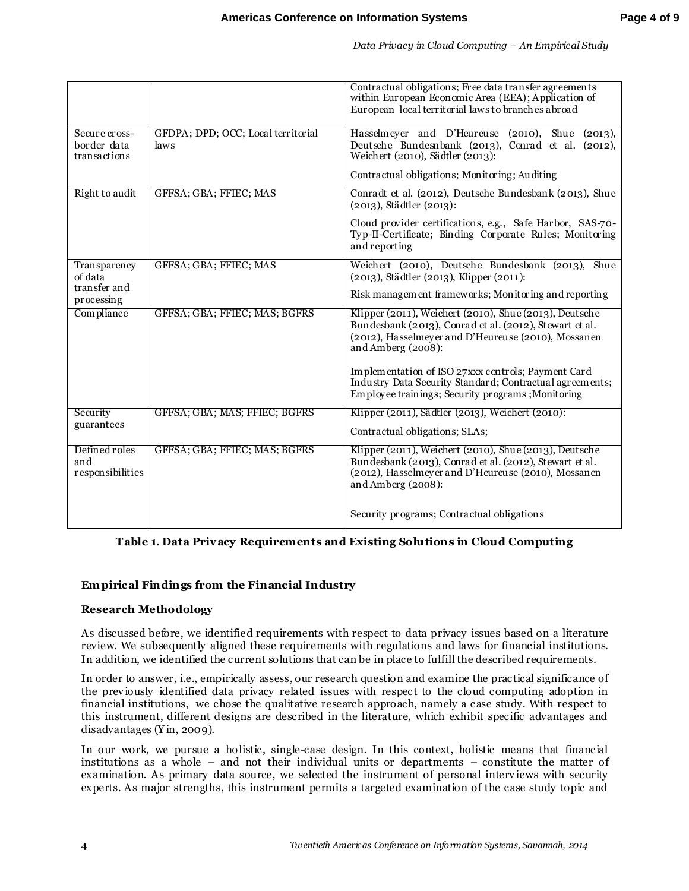| | | Contractual obligations; Free data transfer agreements within European Economic Area (EEA); Application of European local territorial laws to branches abroad |
|---|---|---|
| Secure cross-border data transactions | GFDPA; DPD; OCC; Local territorial laws | Hasselmeyer and D'Heureuse (2010), Shue (2013), Deutsche Bundesnbank (2013), Conrad et al. (2012), Weichert (2010), Sädtler (2013): Contractual obligations; Monitoring; Auditing |
| Right to audit | GFFSA; GBA; FFIEC; MAS | Conradt et al. (2012), Deutsche Bundesbank (2013), Shue (2013), Städtler (2013): Cloud provider certifications, e.g., Safe Harbor, SAS-70-Typ-II-Certificate; Binding Corporate Rules; Monitoring and reporting |
| Transparency of data transfer and processing | GFFSA; GBA; FFIEC; MAS | Weichert (2010), Deutsche Bundesbank (2013), Shue (2013), Städtler (2013), Klipper (2011): Risk management frameworks; Monitoring and reporting |
| Compliance | GFFSA; GBA; FFIEC; MAS; BGFRS | Klipper (2011), Weichert (2010), Shue (2013), Deutsche Bundesbank (2013), Conrad et al. (2012), Stewart et al. (2012), Hasselmeyer and D'Heureuse (2010), Mossanen and Amberg (2008): Implementation of ISO 27xxx controls; Payment Card Industry Data Security Standard; Contractual agreements; Employee trainings; Security programs ;Monitoring |
| Security guarantees | GFFSA; GBA; MAS; FFIEC; BGFRS | Klipper (2011), Sädtler (2013), Weichert (2010): Contractual obligations; SLAs; |
| Defined roles and responsibilities | GFFSA; GBA; FFIEC; MAS; BGFRS | Klipper (2011), Weichert (2010), Shue (2013), Deutsche Bundesbank (2013), Conrad et al. (2012), Stewart et al. (2012), Hasselmeyer and D'Heureuse (2010), Mossanen and Amberg (2008): Security programs; Contractual obligations |

**Table 1. Data Privacy Requirements and Existing Solutions in Cloud Computing**

## Empirical Findings from the Financial Industry

### Research Methodology

As discussed before, we identified requirements with respect to data privacy issues based on a literature review. We subsequently aligned these requirements with regulations and laws for financial institutions. In addition, we identified the current solutions that can be in place to fulfill the described requirements.

In order to answer, i.e., empirically assess, our research question and examine the practical significance of the previously identified data privacy related issues with respect to the cloud computing adoption in financial institutions, we chose the qualitative research approach, namely a case study. With respect to this instrument, different designs are described in the literature, which exhibit specific advantages and disadvantages (Yin, 2009).

In our work, we pursue a holistic, single-case design. In this context, holistic means that financial institutions as a whole – and not their individual units or departments – constitute the matter of examination. As primary data source, we selected the instrument of personal interviews with security experts. As major strengths, this instrument permits a targeted examination of the case study topic and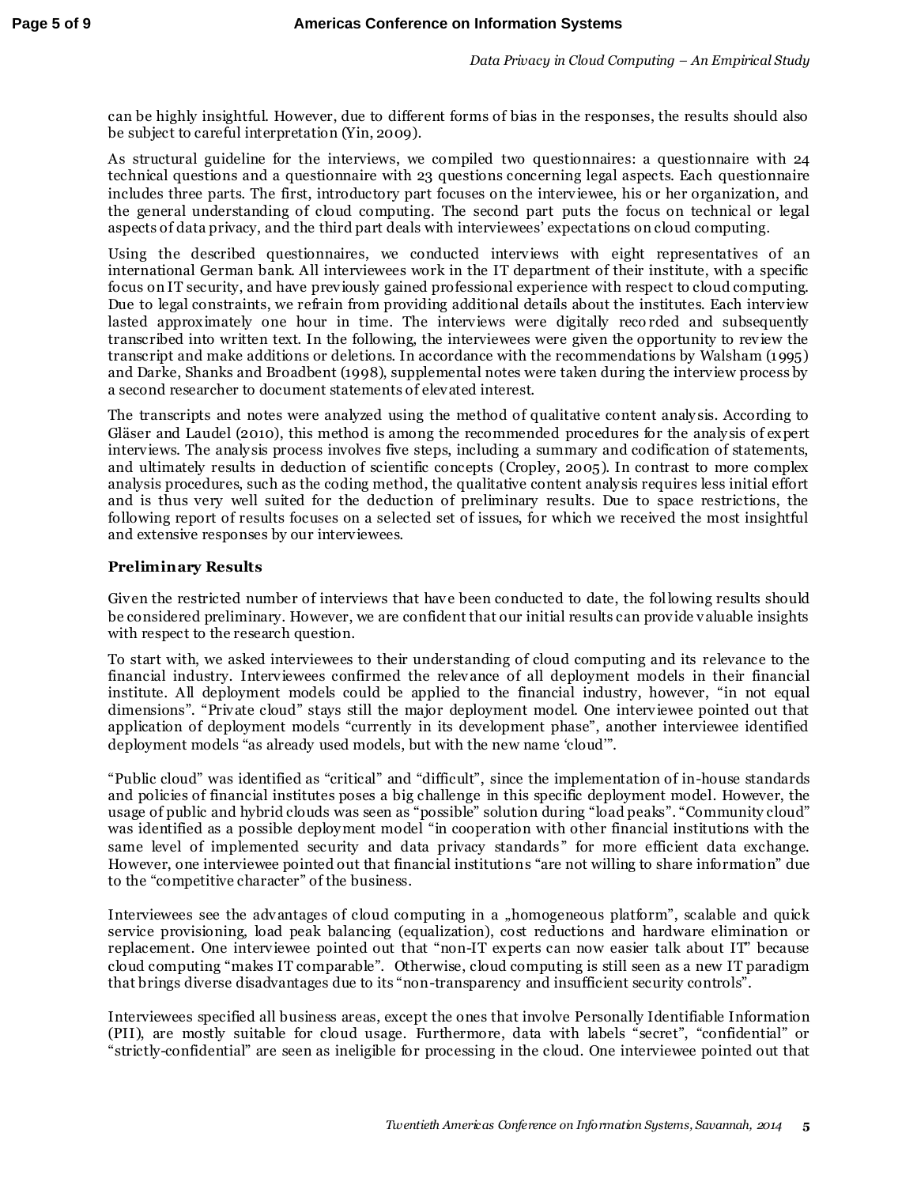can be highly insightful. However, due to different forms of bias in the responses, the results should also be subject to careful interpretation (Yin, 2009).

As structural guideline for the interviews, we compiled two questionnaires: a questionnaire with 24 technical questions and a questionnaire with 23 questions concerning legal aspects. Each questionnaire includes three parts. The first, introductory part focuses on the interviewee, his or her organization, and the general understanding of cloud computing. The second part puts the focus on technical or legal aspects of data privacy, and the third part deals with interviewees' expectations on cloud computing.

Using the described questionnaires, we conducted interviews with eight representatives of an international German bank. All interviewees work in the IT department of their institute, with a specific focus on IT security, and have previously gained professional experience with respect to cloud computing. Due to legal constraints, we refrain from providing additional details about the institutes. Each interview lasted approximately one hour in time. The interviews were digitally recorded and subsequently transcribed into written text. In the following, the interviewees were given the opportunity to review the transcript and make additions or deletions. In accordance with the recommendations by Walsham (1995) and Darke, Shanks and Broadbent (1998), supplemental notes were taken during the interview process by a second researcher to document statements of elevated interest.

The transcripts and notes were analyzed using the method of qualitative content analysis. According to Gläser and Laudel (2010), this method is among the recommended procedures for the analysis of expert interviews. The analysis process involves five steps, including a summary and codification of statements, and ultimately results in deduction of scientific concepts (Cropley, 2005). In contrast to more complex analysis procedures, such as the coding method, the qualitative content analysis requires less initial effort and is thus very well suited for the deduction of preliminary results. Due to space restrictions, the following report of results focuses on a selected set of issues, for which we received the most insightful and extensive responses by our interviewees.

## Preliminary Results

Given the restricted number of interviews that have been conducted to date, the following results should be considered preliminary. However, we are confident that our initial results can provide valuable insights with respect to the research question.

To start with, we asked interviewees to their understanding of cloud computing and its relevance to the financial industry. Interviewees confirmed the relevance of all deployment models in their financial institute. All deployment models could be applied to the financial industry, however, "in not equal dimensions". "Private cloud" stays still the major deployment model. One interviewee pointed out that application of deployment models "currently in its development phase", another interviewee identified deployment models "as already used models, but with the new name 'cloud'".

"Public cloud" was identified as "critical" and "difficult", since the implementation of in-house standards and policies of financial institutes poses a big challenge in this specific deployment model. However, the usage of public and hybrid clouds was seen as "possible" solution during "load peaks". "Community cloud" was identified as a possible deployment model "in cooperation with other financial institutions with the same level of implemented security and data privacy standards" for more efficient data exchange. However, one interviewee pointed out that financial institutions "are not willing to share information" due to the "competitive character" of the business.

Interviewees see the advantages of cloud computing in a „homogeneous platform", scalable and quick service provisioning, load peak balancing (equalization), cost reductions and hardware elimination or replacement. One interviewee pointed out that "non-IT experts can now easier talk about IT" because cloud computing "makes IT comparable". Otherwise, cloud computing is still seen as a new IT paradigm that brings diverse disadvantages due to its "non-transparency and insufficient security controls".

Interviewees specified all business areas, except the ones that involve Personally Identifiable Information (PII), are mostly suitable for cloud usage. Furthermore, data with labels "secret", "confidential" or "strictly-confidential" are seen as ineligible for processing in the cloud. One interviewee pointed out that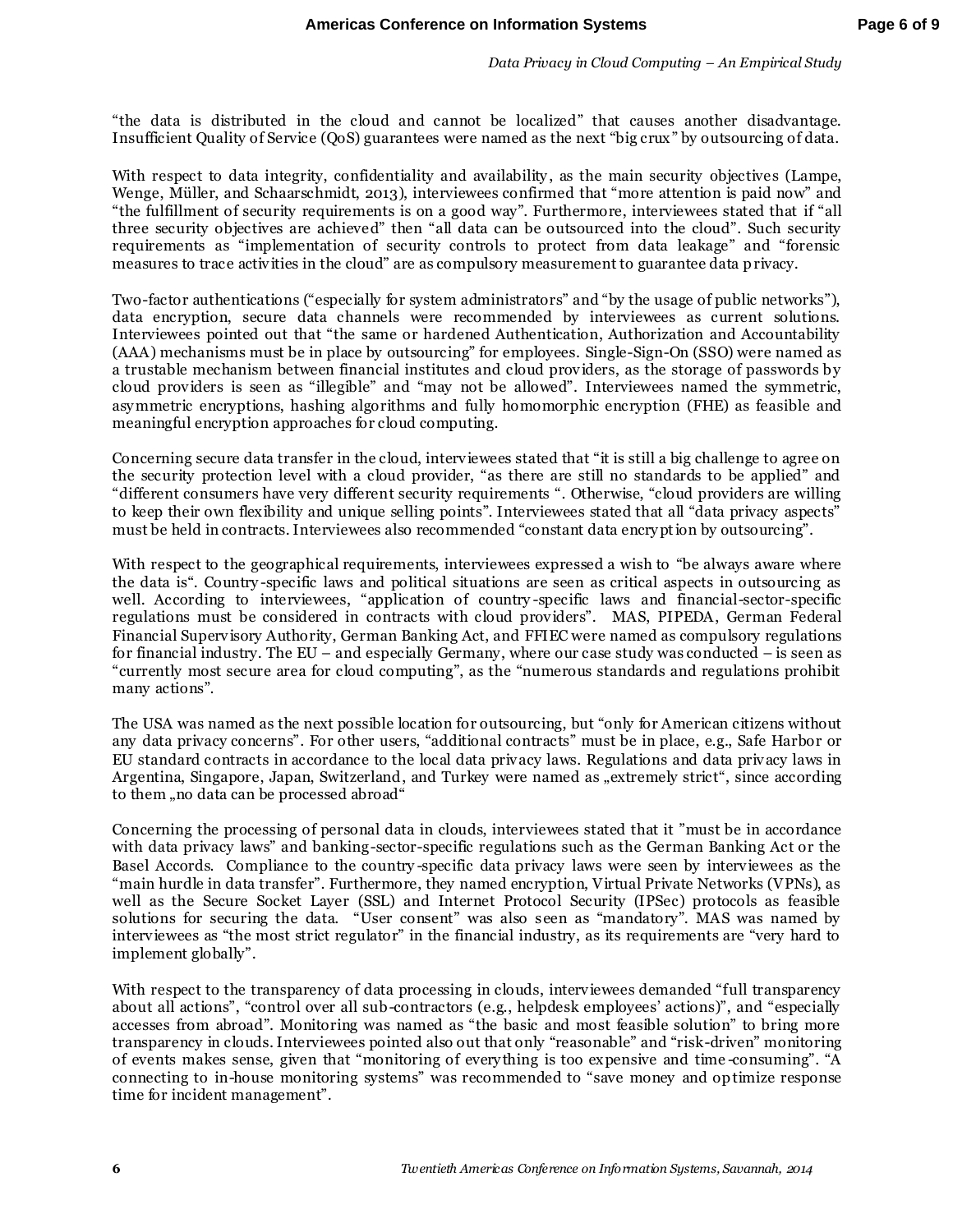"the data is distributed in the cloud and cannot be localized" that causes another disadvantage. Insufficient Quality of Service (QoS) guarantees were named as the next "big crux" by outsourcing of data.

With respect to data integrity, confidentiality and availability, as the main security objectives (Lampe, Wenge, Müller, and Schaarschmidt, 2013), interviewees confirmed that "more attention is paid now" and "the fulfillment of security requirements is on a good way". Furthermore, interviewees stated that if "all three security objectives are achieved" then "all data can be outsourced into the cloud". Such security requirements as "implementation of security controls to protect from data leakage" and "forensic measures to trace activities in the cloud" are as compulsory measurement to guarantee data privacy.

Two-factor authentications ("especially for system administrators" and "by the usage of public networks"), data encryption, secure data channels were recommended by interviewees as current solutions. Interviewees pointed out that "the same or hardened Authentication, Authorization and Accountability (AAA) mechanisms must be in place by outsourcing" for employees. Single-Sign-On (SSO) were named as a trustable mechanism between financial institutes and cloud providers, as the storage of passwords by cloud providers is seen as "illegible" and "may not be allowed". Interviewees named the symmetric, asymmetric encryptions, hashing algorithms and fully homomorphic encryption (FHE) as feasible and meaningful encryption approaches for cloud computing.

Concerning secure data transfer in the cloud, interviewees stated that "it is still a big challenge to agree on the security protection level with a cloud provider, "as there are still no standards to be applied" and "different consumers have very different security requirements ". Otherwise, "cloud providers are willing to keep their own flexibility and unique selling points". Interviewees stated that all "data privacy aspects" must be held in contracts. Interviewees also recommended "constant data encryption by outsourcing".

With respect to the geographical requirements, interviewees expressed a wish to "be always aware where the data is". Country-specific laws and political situations are seen as critical aspects in outsourcing as well. According to interviewees, "application of country-specific laws and financial-sector-specific regulations must be considered in contracts with cloud providers". MAS, PIPEDA, German Federal Financial Supervisory Authority, German Banking Act, and FFIEC were named as compulsory regulations for financial industry. The EU – and especially Germany, where our case study was conducted – is seen as "currently most secure area for cloud computing", as the "numerous standards and regulations prohibit many actions".

The USA was named as the next possible location for outsourcing, but "only for American citizens without any data privacy concerns". For other users, "additional contracts" must be in place, e.g., Safe Harbor or EU standard contracts in accordance to the local data privacy laws. Regulations and data privacy laws in Argentina, Singapore, Japan, Switzerland, and Turkey were named as „extremely strict", since according to them „no data can be processed abroad"

Concerning the processing of personal data in clouds, interviewees stated that it "must be in accordance with data privacy laws" and banking-sector-specific regulations such as the German Banking Act or the Basel Accords. Compliance to the country-specific data privacy laws were seen by interviewees as the "main hurdle in data transfer". Furthermore, they named encryption, Virtual Private Networks (VPNs), as well as the Secure Socket Layer (SSL) and Internet Protocol Security (IPSec) protocols as feasible solutions for securing the data. "User consent" was also seen as "mandatory". MAS was named by interviewees as "the most strict regulator" in the financial industry, as its requirements are "very hard to implement globally".

With respect to the transparency of data processing in clouds, interviewees demanded "full transparency about all actions", "control over all sub-contractors (e.g., helpdesk employees' actions)", and "especially accesses from abroad". Monitoring was named as "the basic and most feasible solution" to bring more transparency in clouds. Interviewees pointed also out that only "reasonable" and "risk-driven" monitoring of events makes sense, given that "monitoring of everything is too expensive and time-consuming". "A connecting to in-house monitoring systems" was recommended to "save money and optimize response time for incident management".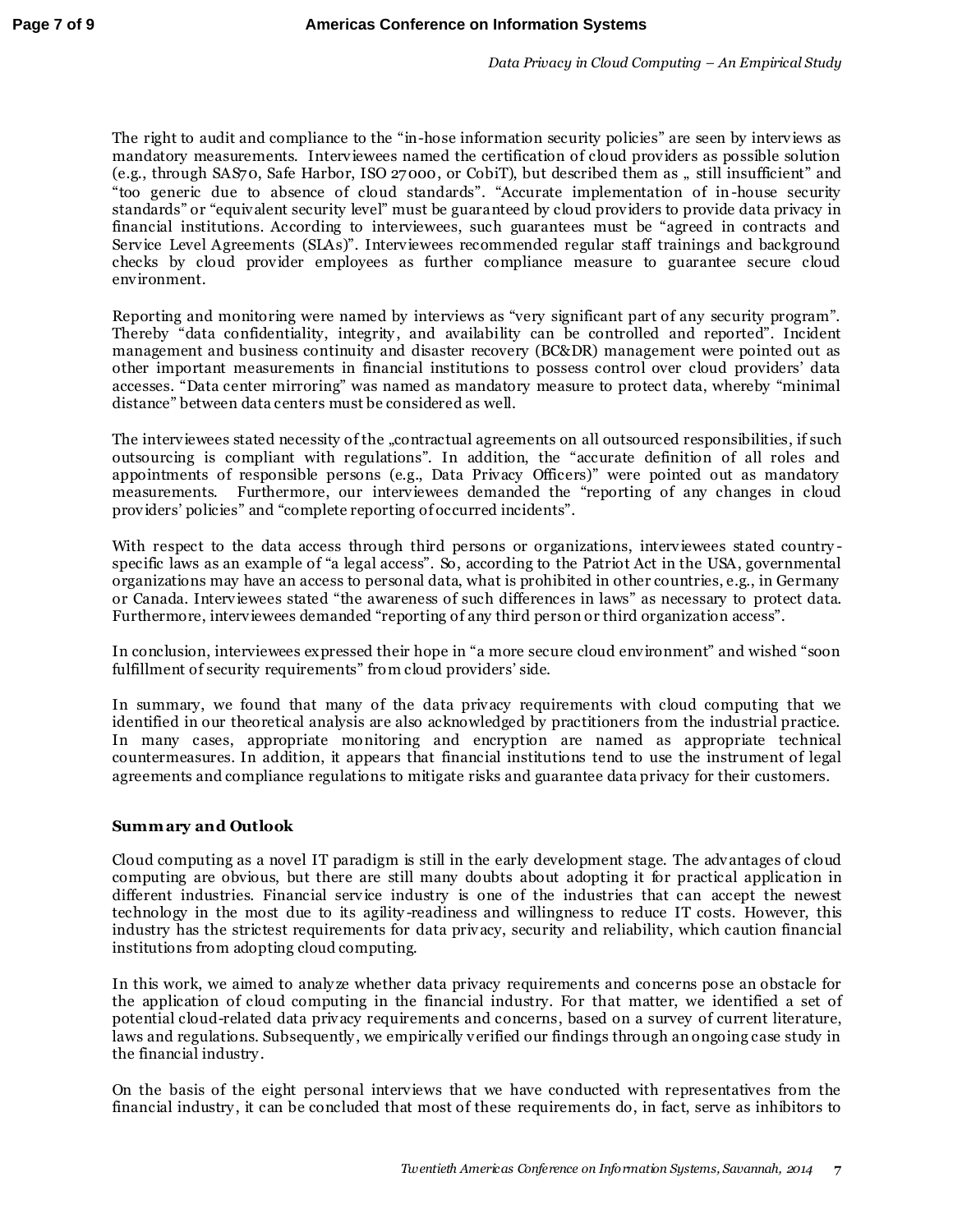The right to audit and compliance to the "in-hose information security policies" are seen by interviews as mandatory measurements. Interviewees named the certification of cloud providers as possible solution (e.g., through SAS70, Safe Harbor, ISO 27000, or CobiT), but described them as „ still insufficient" and "too generic due to absence of cloud standards". "Accurate implementation of in-house security standards" or "equivalent security level" must be guaranteed by cloud providers to provide data privacy in financial institutions. According to interviewees, such guarantees must be "agreed in contracts and Service Level Agreements (SLAs)". Interviewees recommended regular staff trainings and background checks by cloud provider employees as further compliance measure to guarantee secure cloud environment.

Reporting and monitoring were named by interviews as "very significant part of any security program". Thereby "data confidentiality, integrity, and availability can be controlled and reported". Incident management and business continuity and disaster recovery (BC&DR) management were pointed out as other important measurements in financial institutions to possess control over cloud providers' data accesses. "Data center mirroring" was named as mandatory measure to protect data, whereby "minimal distance" between data centers must be considered as well.

The interviewees stated necessity of the „contractual agreements on all outsourced responsibilities, if such outsourcing is compliant with regulations". In addition, the "accurate definition of all roles and appointments of responsible persons (e.g., Data Privacy Officers)" were pointed out as mandatory measurements. Furthermore, our interviewees demanded the "reporting of any changes in cloud providers' policies" and "complete reporting of occurred incidents".

With respect to the data access through third persons or organizations, interviewees stated country-specific laws as an example of "a legal access". So, according to the Patriot Act in the USA, governmental organizations may have an access to personal data, what is prohibited in other countries, e.g., in Germany or Canada. Interviewees stated "the awareness of such differences in laws" as necessary to protect data. Furthermore, interviewees demanded "reporting of any third person or third organization access".

In conclusion, interviewees expressed their hope in "a more secure cloud environment" and wished "soon fulfillment of security requirements" from cloud providers' side.

In summary, we found that many of the data privacy requirements with cloud computing that we identified in our theoretical analysis are also acknowledged by practitioners from the industrial practice. In many cases, appropriate monitoring and encryption are named as appropriate technical countermeasures. In addition, it appears that financial institutions tend to use the instrument of legal agreements and compliance regulations to mitigate risks and guarantee data privacy for their customers.

## Summary and Outlook

Cloud computing as a novel IT paradigm is still in the early development stage. The advantages of cloud computing are obvious, but there are still many doubts about adopting it for practical application in different industries. Financial service industry is one of the industries that can accept the newest technology in the most due to its agility-readiness and willingness to reduce IT costs. However, this industry has the strictest requirements for data privacy, security and reliability, which caution financial institutions from adopting cloud computing.

In this work, we aimed to analyze whether data privacy requirements and concerns pose an obstacle for the application of cloud computing in the financial industry. For that matter, we identified a set of potential cloud-related data privacy requirements and concerns, based on a survey of current literature, laws and regulations. Subsequently, we empirically verified our findings through an ongoing case study in the financial industry.

On the basis of the eight personal interviews that we have conducted with representatives from the financial industry, it can be concluded that most of these requirements do, in fact, serve as inhibitors to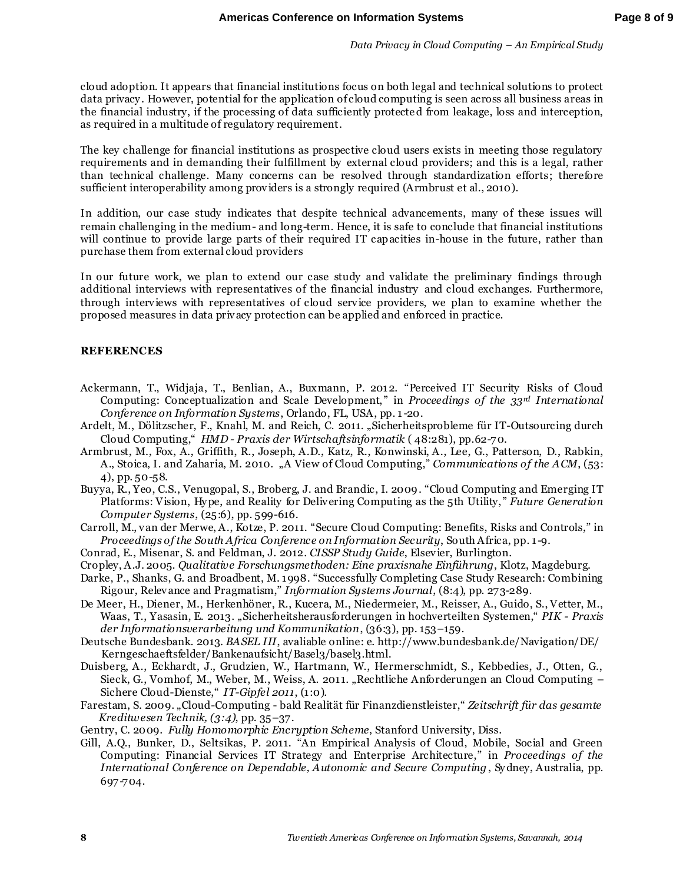cloud adoption. It appears that financial institutions focus on both legal and technical solutions to protect data privacy. However, potential for the application of cloud computing is seen across all business areas in the financial industry, if the processing of data sufficiently protected from leakage, loss and interception, as required in a multitude of regulatory requirement.

The key challenge for financial institutions as prospective cloud users exists in meeting those regulatory requirements and in demanding their fulfillment by external cloud providers; and this is a legal, rather than technical challenge. Many concerns can be resolved through standardization efforts; therefore sufficient interoperability among providers is a strongly required (Armbrust et al., 2010).

In addition, our case study indicates that despite technical advancements, many of these issues will remain challenging in the medium- and long-term. Hence, it is safe to conclude that financial institutions will continue to provide large parts of their required IT capacities in-house in the future, rather than purchase them from external cloud providers

In our future work, we plan to extend our case study and validate the preliminary findings through additional interviews with representatives of the financial industry and cloud exchanges. Furthermore, through interviews with representatives of cloud service providers, we plan to examine whether the proposed measures in data privacy protection can be applied and enforced in practice.

## REFERENCES

Ackermann, T., Widjaja, T., Benlian, A., Buxmann, P. 2012. "Perceived IT Security Risks of Cloud Computing: Conceptualization and Scale Development," in *Proceedings of the 33rd International Conference on Information Systems*, Orlando, FL, USA, pp. 1-20.

Ardelt, M., Dölitzscher, F., Knahl, M. and Reich, C. 2011. „Sicherheitsprobleme für IT-Outsourcing durch Cloud Computing," *HMD - Praxis der Wirtschaftsinformatik* ( 48:281), pp.62-70.

Armbrust, M., Fox, A., Griffith, R., Joseph, A.D., Katz, R., Konwinski, A., Lee, G., Patterson, D., Rabkin, A., Stoica, I. and Zaharia, M. 2010. „A View of Cloud Computing," *Communications of the ACM*, (53: 4), pp. 50-58.

Buyya, R., Yeo, C.S., Venugopal, S., Broberg, J. and Brandic, I. 2009. "Cloud Computing and Emerging IT Platforms: Vision, Hype, and Reality for Delivering Computing as the 5th Utility," *Future Generation Computer Systems*, (25:6), pp. 599-616.

Carroll, M., van der Merwe, A., Kotze, P. 2011. "Secure Cloud Computing: Benefits, Risks and Controls," in *Proceedings of the South Africa Conference on Information Security*, South Africa, pp. 1-9.

Conrad, E., Misenar, S. and Feldman, J. 2012. *CISSP Study Guide*, Elsevier, Burlington.

Cropley, A.J. 2005. *Qualitative Forschungsmethoden: Eine praxisnahe Einführung*, Klotz, Magdeburg.

Darke, P., Shanks, G. and Broadbent, M. 1998. "Successfully Completing Case Study Research: Combining Rigour, Relevance and Pragmatism," *Information Systems Journal*, (8:4), pp. 273-289.

De Meer, H., Diener, M., Herkenhöner, R., Kucera, M., Niedermeier, M., Reisser, A., Guido, S., Vetter, M., Waas, T., Yasasin, E. 2013. „Sicherheitsherausforderungen in hochverteilten Systemen," *PIK - Praxis der Informationsverarbeitung und Kommunikation*, (36:3), pp. 153–159.

Deutsche Bundesbank. 2013. *BASEL III*, avaliable online: e. http://www.bundesbank.de/Navigation/DE/ Kerngeschaeftsfelder/Bankenaufsicht/Basel3/basel3.html.

Duisberg, A., Eckhardt, J., Grudzien, W., Hartmann, W., Hermerschmidt, S., Kebbedies, J., Otten, G., Sieck, G., Vomhof, M., Weber, M., Weiss, A. 2011. „Rechtliche Anforderungen an Cloud Computing – Sichere Cloud-Dienste," *IT-Gipfel 2011*, (1:0).

Farestam, S. 2009. „Cloud-Computing - bald Realität für Finanzdienstleister," *Zeitschrift für das gesamte Kreditwesen Technik, (3:4)*, pp. 35–37.

Gentry, C. 2009. *Fully Homomorphic Encryption Scheme*, Stanford University, Diss.

Gill, A.Q., Bunker, D., Seltsikas, P. 2011. "An Empirical Analysis of Cloud, Mobile, Social and Green Computing: Financial Services IT Strategy and Enterprise Architecture," in *Proceedings of the International Conference on Dependable, Autonomic and Secure Computing*, Sydney, Australia, pp. 697-704.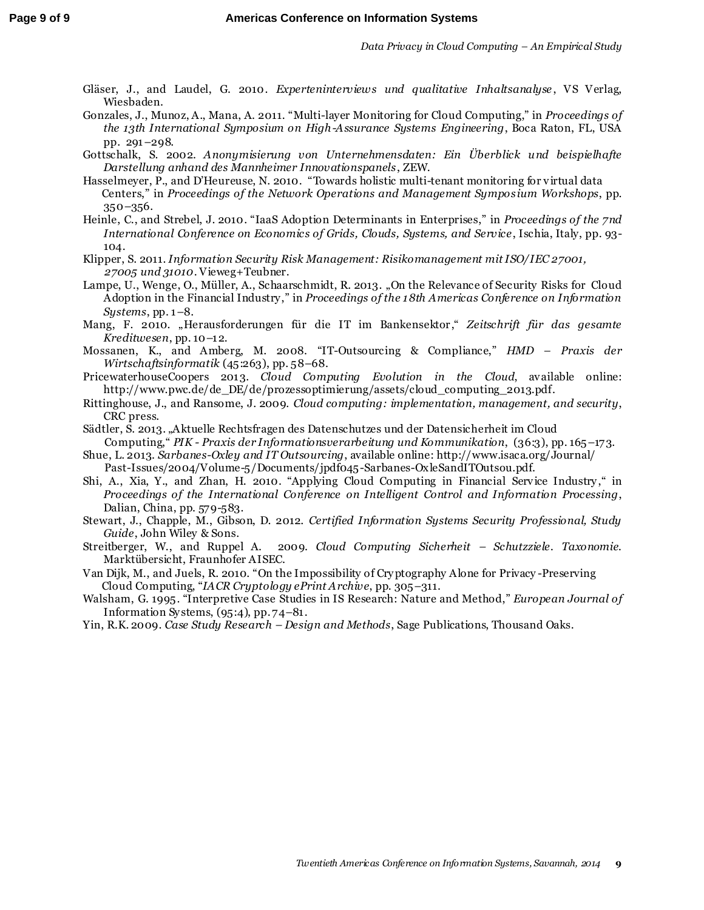Gläser, J., and Laudel, G. 2010. *Experteninterviews und qualitative Inhaltsanalyse*, VS Verlag, Wiesbaden.

Gonzales, J., Munoz, A., Mana, A. 2011. "Multi-layer Monitoring for Cloud Computing," in *Proceedings of the 13th International Symposium on High-Assurance Systems Engineering*, Boca Raton, FL, USA pp. 291–298.

Gottschalk, S. 2002. *Anonymisierung von Unternehmensdaten: Ein Überblick und beispielhafte Darstellung anhand des Mannheimer Innovationspanels*, ZEW.

Hasselmeyer, P., and D'Heureuse, N. 2010. "Towards holistic multi-tenant monitoring for virtual data Centers," in *Proceedings of the Network Operations and Management Symposium Workshops*, pp. 350–356.

Heinle, C., and Strebel, J. 2010. "IaaS Adoption Determinants in Enterprises," in *Proceedings of the 7nd International Conference on Economics of Grids, Clouds, Systems, and Service*, Ischia, Italy, pp. 93-104.

Klipper, S. 2011. *Information Security Risk Management: Risikomanagement mit ISO/IEC 27001, 27005 und 31010*. Vieweg+Teubner.

Lampe, U., Wenge, O., Müller, A., Schaarschmidt, R. 2013. „On the Relevance of Security Risks for Cloud Adoption in the Financial Industry," in *Proceedings of the 18th Americas Conference on Information Systems*, pp. 1–8.

Mang, F. 2010. „Herausforderungen für die IT im Bankensektor," *Zeitschrift für das gesamte Kreditwesen*, pp. 10–12.

Mossanen, K., and Amberg, M. 2008. "IT-Outsourcing & Compliance," *HMD – Praxis der Wirtschaftsinformatik* (45:263), pp. 58–68.

PricewaterhouseCoopers 2013. *Cloud Computing Evolution in the Cloud*, available online: http://www.pwc.de/de_DE/de/prozessoptimierung/assets/cloud_computing_2013.pdf.

Rittinghouse, J., and Ransome, J. 2009. *Cloud computing: implementation, management, and security*, CRC press.

Sädtler, S. 2013. „Aktuelle Rechtsfragen des Datenschutzes und der Datensicherheit im Cloud Computing," *PIK - Praxis der Informationsverarbeitung und Kommunikation*, (36:3), pp. 165–173.

Shue, L. 2013. *Sarbanes-Oxley and IT Outsourcing*, available online: http://www.isaca.org/Journal/Past-Issues/2004/Volume-5/Documents/jpdf045-Sarbanes-OxleSandITOutsou.pdf.

Shi, A., Xia, Y., and Zhan, H. 2010. "Applying Cloud Computing in Financial Service Industry," in *Proceedings of the International Conference on Intelligent Control and Information Processing*, Dalian, China, pp. 579-583.

Stewart, J., Chapple, M., Gibson, D. 2012. *Certified Information Systems Security Professional, Study Guide*, John Wiley & Sons.

Streitberger, W., and Ruppel A. 2009. *Cloud Computing Sicherheit – Schutzziele. Taxonomie.* Marktübersicht, Fraunhofer AISEC.

Van Dijk, M., and Juels, R. 2010. "On the Impossibility of Cryptography Alone for Privacy-Preserving Cloud Computing, "*IACR Cryptology ePrint Archive*, pp. 305–311.

Walsham, G. 1995. "Interpretive Case Studies in IS Research: Nature and Method," *European Journal of* Information Systems, (95:4), pp. 74–81.

Yin, R.K. 2009. *Case Study Research – Design and Methods*, Sage Publications, Thousand Oaks.